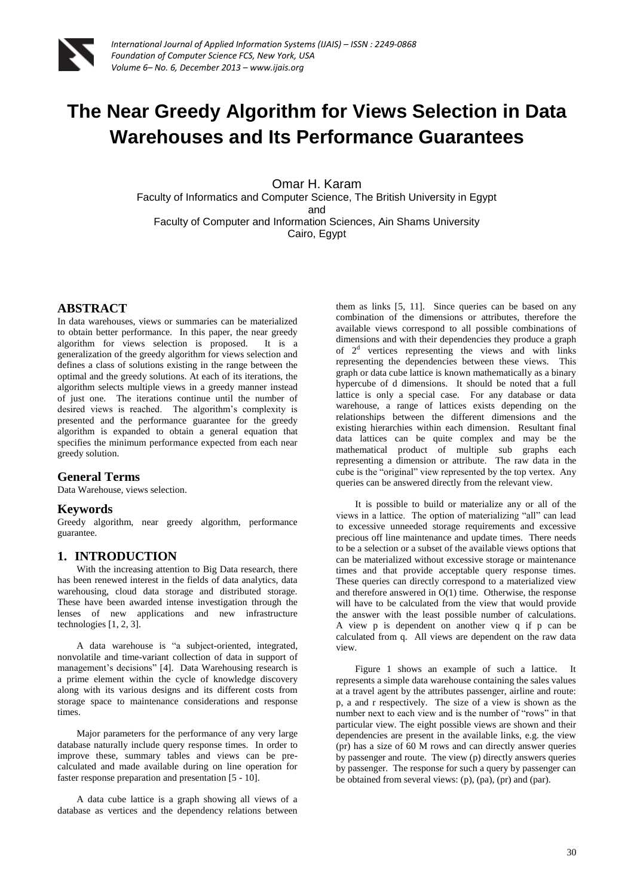# The Near Greedy Algorithm for Views Selection in Data Warehouses and Its Performance Guarantees

Omar H. Karam
Faculty of Informatics and Computer Science, The British University in Egypt
and
Faculty of Computer and Information Sciences, Ain Shams University
Cairo, Egypt

## ABSTRACT

In data warehouses, views or summaries can be materialized to obtain better performance. In this paper, the near greedy algorithm for views selection is proposed. It is a generalization of the greedy algorithm for views selection and defines a class of solutions existing in the range between the optimal and the greedy solutions. At each of its iterations, the algorithm selects multiple views in a greedy manner instead of just one. The iterations continue until the number of desired views is reached. The algorithm's complexity is presented and the performance guarantee for the greedy algorithm is expanded to obtain a general equation that specifies the minimum performance expected from each near greedy solution.

## General Terms

Data Warehouse, views selection.

## Keywords

Greedy algorithm, near greedy algorithm, performance guarantee.

## 1. INTRODUCTION

With the increasing attention to Big Data research, there has been renewed interest in the fields of data analytics, data warehousing, cloud data storage and distributed storage. These have been awarded intense investigation through the lenses of new applications and new infrastructure technologies [1, 2, 3].

A data warehouse is "a subject-oriented, integrated, nonvolatile and time-variant collection of data in support of management's decisions" [4]. Data Warehousing research is a prime element within the cycle of knowledge discovery along with its various designs and its different costs from storage space to maintenance considerations and response times.

Major parameters for the performance of any very large database naturally include query response times. In order to improve these, summary tables and views can be pre-calculated and made available during on line operation for faster response preparation and presentation [5 - 10].

A data cube lattice is a graph showing all views of a database as vertices and the dependency relations between them as links [5, 11]. Since queries can be based on any combination of the dimensions or attributes, therefore the available views correspond to all possible combinations of dimensions and with their dependencies they produce a graph of $2^d$ vertices representing the views and with links representing the dependencies between these views. This graph or data cube lattice is known mathematically as a binary hypercube of d dimensions. It should be noted that a full lattice is only a special case. For any database or data warehouse, a range of lattices exists depending on the relationships between the different dimensions and the existing hierarchies within each dimension. Resultant final data lattices can be quite complex and may be the mathematical product of multiple sub graphs each representing a dimension or attribute. The raw data in the cube is the "original" view represented by the top vertex. Any queries can be answered directly from the relevant view.

It is possible to build or materialize any or all of the views in a lattice. The option of materializing "all" can lead to excessive unneeded storage requirements and excessive precious off line maintenance and update times. There needs to be a selection or a subset of the available views options that can be materialized without excessive storage or maintenance times and that provide acceptable query response times. These queries can directly correspond to a materialized view and therefore answered in O(1) time. Otherwise, the response will have to be calculated from the view that would provide the answer with the least possible number of calculations. A view p is dependent on another view q if p can be calculated from q. All views are dependent on the raw data view.

Figure 1 shows an example of such a lattice. It represents a simple data warehouse containing the sales values at a travel agent by the attributes passenger, airline and route: p, a and r respectively. The size of a view is shown as the number next to each view and is the number of "rows" in that particular view. The eight possible views are shown and their dependencies are present in the available links, e.g. the view (pr) has a size of 60 M rows and can directly answer queries by passenger and route. The view (p) directly answers queries by passenger. The response for such a query by passenger can be obtained from several views: (p), (pa), (pr) and (par).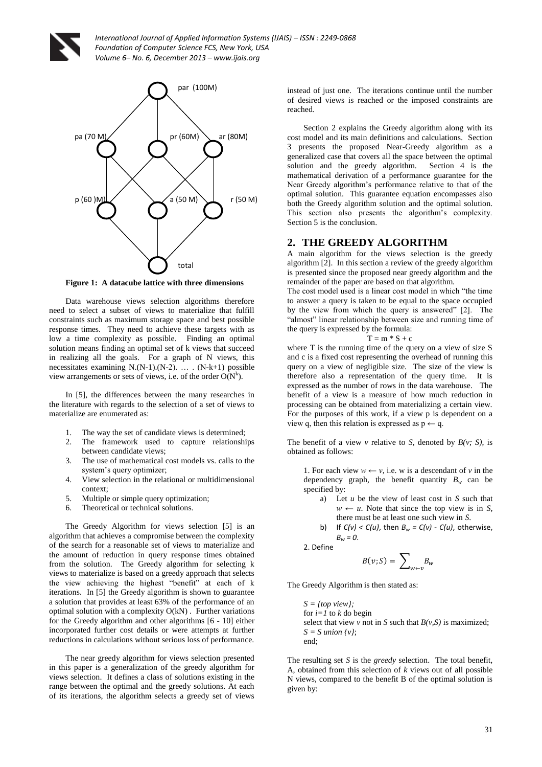Figure 1: A datacube lattice with three dimensions

Data warehouse views selection algorithms therefore need to select a subset of views to materialize that fulfill constraints such as maximum storage space and best possible response times. They need to achieve these targets with as low a time complexity as possible. Finding an optimal solution means finding an optimal set of k views that succeed in realizing all the goals. For a graph of N views, this necessitates examining N.(N-1).(N-2). … . (N-k+1) possible view arrangements or sets of views, i.e. of the order $O(N^k)$.

In [5], the differences between the many researches in the literature with regards to the selection of a set of views to materialize are enumerated as:

1. The way the set of candidate views is determined;
2. The framework used to capture relationships between candidate views;
3. The use of mathematical cost models vs. calls to the system's query optimizer;
4. View selection in the relational or multidimensional context;
5. Multiple or simple query optimization;
6. Theoretical or technical solutions.

The Greedy Algorithm for views selection [5] is an algorithm that achieves a compromise between the complexity of the search for a reasonable set of views to materialize and the amount of reduction in query response times obtained from the solution. The Greedy algorithm for selecting k views to materialize is based on a greedy approach that selects the view achieving the highest "benefit" at each of k iterations. In [5] the Greedy algorithm is shown to guarantee a solution that provides at least 63% of the performance of an optimal solution with a complexity O(kN) . Further variations for the Greedy algorithm and other algorithms [6 - 10] either incorporated further cost details or were attempts at further reductions in calculations without serious loss of performance.

The near greedy algorithm for views selection presented in this paper is a generalization of the greedy algorithm for views selection. It defines a class of solutions existing in the range between the optimal and the greedy solutions. At each of its iterations, the algorithm selects a greedy set of views instead of just one. The iterations continue until the number of desired views is reached or the imposed constraints are reached.

Section 2 explains the Greedy algorithm along with its cost model and its main definitions and calculations. Section 3 presents the proposed Near-Greedy algorithm as a generalized case that covers all the space between the optimal solution and the greedy algorithm. Section 4 is the mathematical derivation of a performance guarantee for the Near Greedy algorithm's performance relative to that of the optimal solution. This guarantee equation encompasses also both the Greedy algorithm solution and the optimal solution. This section also presents the algorithm's complexity. Section 5 is the conclusion.

## 2. THE GREEDY ALGORITHM

A main algorithm for the views selection is the greedy algorithm [2]. In this section a review of the greedy algorithm is presented since the proposed near greedy algorithm and the remainder of the paper are based on that algorithm.

The cost model used is a linear cost model in which "the time to answer a query is taken to be equal to the space occupied by the view from which the query is answered" [2]. The "almost" linear relationship between size and running time of the query is expressed by the formula:

$$T = m * S + c$$

where T is the running time of the query on a view of size S and c is a fixed cost representing the overhead of running this query on a view of negligible size. The size of the view is therefore also a representation of the query time. It is expressed as the number of rows in the data warehouse. The benefit of a view is a measure of how much reduction in processing can be obtained from materializing a certain view. For the purposes of this work, if a view p is dependent on a view q, then this relation is expressed as $p \leftarrow q$.

The benefit of a view *v* relative to *S*, denoted by *B(v; S)*, is obtained as follows:

1. For each view $w \leftarrow v$, i.e. w is a descendant of *v* in the dependency graph, the benefit quantity $B_w$ can be specified by:
   a) Let *u* be the view of least cost in *S* such that $w \leftarrow u$. Note that since the top view is in *S*, there must be at least one such view in *S*.
   b) If $C(v) < C(u)$, then $B_w = C(v) - C(u)$, otherwise, $B_w = 0$.

2. Define

$$B(v;S) = \sum_{w \leftarrow v} B_w$$

The Greedy Algorithm is then stated as:

*S = {top view};*
for *i=1* to *k* do begin
select that view *v* not in *S* such that *B(v,S)* is maximized;
*S = S union {v}*;
end;

The resulting set *S* is the *greedy* selection. The total benefit, A, obtained from this selection of *k* views out of all possible N views, compared to the benefit B of the optimal solution is given by: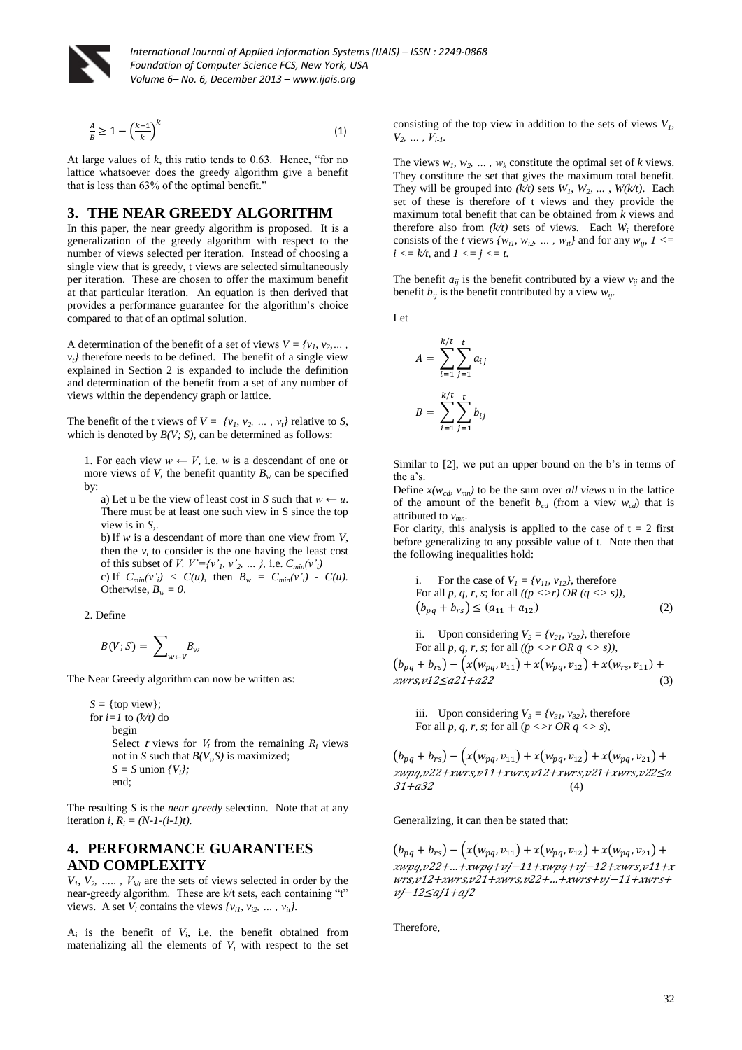$$\frac{A}{B} \geq 1 - \left(\frac{k-1}{k}\right)^k \tag{1}$$

At large values of $k$, this ratio tends to 0.63. Hence, "for no lattice whatsoever does the greedy algorithm give a benefit that is less than 63% of the optimal benefit."

## 3. THE NEAR GREEDY ALGORITHM

In this paper, the near greedy algorithm is proposed. It is a generalization of the greedy algorithm with respect to the number of views selected per iteration. Instead of choosing a single view that is greedy, t views are selected simultaneously per iteration. These are chosen to offer the maximum benefit at that particular iteration. An equation is then derived that provides a performance guarantee for the algorithm's choice compared to that of an optimal solution.

A determination of the benefit of a set of views $V = \{v_1, v_2, \ldots, v_t\}$ therefore needs to be defined. The benefit of a single view explained in Section 2 is expanded to include the definition and determination of the benefit from a set of any number of views within the dependency graph or lattice.

The benefit of the t views of $V = \{v_1, v_2, \ldots, v_t\}$ relative to $S$, which is denoted by $B(V; S)$, can be determined as follows:

1. For each view $w \leftarrow V$, i.e. $w$ is a descendant of one or more views of $V$, the benefit quantity $B_w$ can be specified by:

   a) Let u be the view of least cost in $S$ such that $w \leftarrow u$. There must be at least one such view in S since the top view is in $S$,.

   b) If $w$ is a descendant of more than one view from $V$, then the $v_i$ to consider is the one having the least cost of this subset of $V$, $V'=\{v'_1, v'_2, \ldots\}$, i.e. $C_{min}(v'_i)$

   c) If $C_{min}(v'_i) < C(u)$, then $B_w = C_{min}(v'_i) - C(u)$. Otherwise, $B_w = 0$.

2. Define

$$B(V;S) = \sum_{w \leftarrow V} B_w$$

The Near Greedy algorithm can now be written as:

```
S = {top view};
for i=1 to (k/t) do
    begin
    Select t views for Vi from the remaining Ri views
    not in S such that B(Vi,S) is maximized;
    S = S union {Vi};
    end;
```

The resulting $S$ is the *near greedy* selection. Note that at any iteration $i$, $R_i = (N-1-(i-1)t)$.

## 4. PERFORMANCE GUARANTEES AND COMPLEXITY

$V_1, V_2, \ldots, V_{k/t}$ are the sets of views selected in order by the near-greedy algorithm. These are k/t sets, each containing "t" views. A set $V_i$ contains the views $\{v_{i1}, v_{i2}, \ldots, v_{it}\}$.

$A_i$ is the benefit of $V_i$, i.e. the benefit obtained from materializing all the elements of $V_i$ with respect to the set consisting of the top view in addition to the sets of views $V_1, V_2, \ldots, V_{i-1}$.

The views $w_1, w_2, \ldots, w_k$ constitute the optimal set of $k$ views. They constitute the set that gives the maximum total benefit. They will be grouped into $(k/t)$ sets $W_1, W_2, \ldots, W(k/t)$. Each set of these is therefore of t views and they provide the maximum total benefit that can be obtained from $k$ views and therefore also from $(k/t)$ sets of views. Each $W_i$ therefore consists of the $t$ views $\{w_{i1}, w_{i2}, \ldots, w_{it}\}$ and for any $w_{ij}$, $1 <= i <= k/t$, and $1 <= j <= t$.

The benefit $a_{ij}$ is the benefit contributed by a view $v_{ij}$ and the benefit $b_{ij}$ is the benefit contributed by a view $w_{ij}$.

Let

$$A = \sum_{i=1}^{k/t} \sum_{j=1}^{t} a_{ij}$$

$$B = \sum_{i=1}^{k/t} \sum_{j=1}^{t} b_{ij}$$

Similar to [2], we put an upper bound on the b's in terms of the a's.

Define $x(w_{cd}, v_{mn})$ to be the sum over *all views* u in the lattice of the amount of the benefit $b_{cd}$ (from a view $w_{cd}$) that is attributed to $v_{mn}$.

For clarity, this analysis is applied to the case of $t = 2$ first before generalizing to any possible value of t. Note then that the following inequalities hold:

i. For the case of $V_1 = \{v_{11}, v_{12}\}$, therefore For all $p, q, r, s$; for all $((p <> r)$ OR $(q <> s))$,

$$(b_{pq} + b_{rs}) \leq (a_{11} + a_{12}) \tag{2}$$

ii. Upon considering $V_2 = \{v_{21}, v_{22}\}$, therefore For all $p, q, r, s$; for all $((p <> r$ OR $q <> s))$,

$$(b_{pq} + b_{rs}) - \left(x(w_{pq}, v_{11}) + x(w_{pq}, v_{12}) + x(w_{rs}, v_{11}) + x(w_{rs}, v_{12}\right) \leq a_{21} + a_{22} \tag{3}$$

iii. Upon considering $V_3 = \{v_{31}, v_{32}\}$, therefore For all $p, q, r, s$; for all $(p <> r$ OR $q <> s)$,

$$(b_{pq} + b_{rs}) - \left(x(w_{pq}, v_{11}) + x(w_{pq}, v_{12}) + x(w_{pq}, v_{21}) + x(w_{pq}, v_{22}) + x(w_{rs}, v_{11}) + x(w_{rs}, v_{12}) + x(w_{rs}, v_{21}) + x(w_{rs}, v_{22}\right) \leq a_{31} + a_{32} \tag{4}$$

Generalizing, it can then be stated that:

$$(b_{pq} + b_{rs}) - \left(x(w_{pq}, v_{11}) + x(w_{pq}, v_{12}) + x(w_{pq}, v_{21}) + x(w_{pq}, v_{22}) + \ldots + x(w_{pq}, v_{j-1\,1}) + x(w_{pq}, v_{j-1\,2}) + x(w_{rs}, v_{11}) + x(w_{rs}, v_{12}) + x(w_{rs}, v_{21}) + x(w_{rs}, v_{22}) + \ldots + x(w_{rs}, v_{j-1\,1}) + x(w_{rs}, v_{j-1\,2}\right) \leq a_{j1} + a_{j2}$$

Therefore,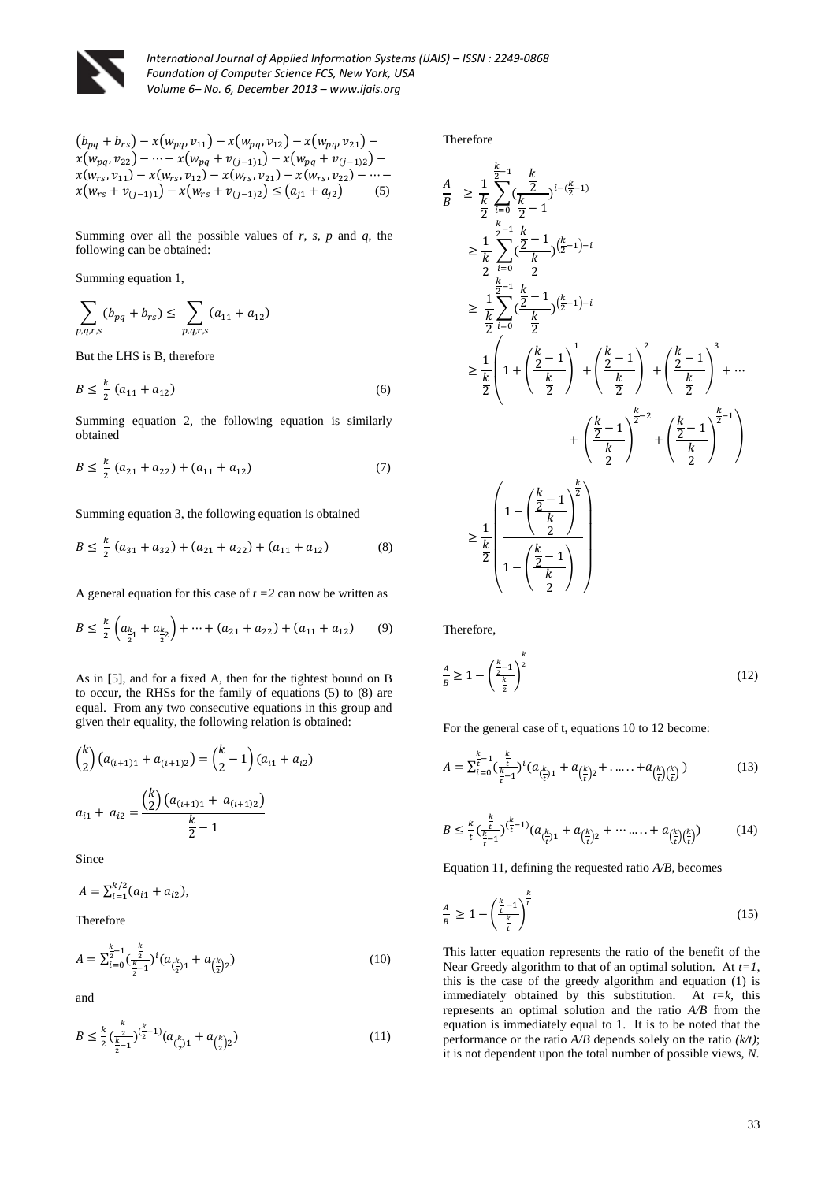$$
\begin{aligned}
&(b_{pq} + b_{rs}) - x(w_{pq}, v_{11}) - x(w_{pq}, v_{12}) - x(w_{pq}, v_{21}) - \\
&x(w_{pq}, v_{22}) - \cdots - x(w_{pq} + v_{(j-1)1}) - x(w_{pq} + v_{(j-1)2}) - \\
&x(w_{rs}, v_{11}) - x(w_{rs}, v_{12}) - x(w_{rs}, v_{21}) - x(w_{rs}, v_{22}) - \cdots - \\
&x(w_{rs} + v_{(j-1)1}) - x(w_{rs} + v_{(j-1)2}) \leq (a_{j1} + a_{j2}) \qquad (5)
\end{aligned}
$$

Summing over all the possible values of *r, s, p* and *q*, the following can be obtained:

Summing equation 1,

$$\sum_{p,q,r,s} (b_{pq} + b_{rs}) \leq \sum_{p,q,r,s} (a_{11} + a_{12})$$

But the LHS is B, therefore

$$B \leq \frac{k}{2}\,(a_{11} + a_{12}) \qquad (6)$$

Summing equation 2, the following equation is similarly obtained

$$B \leq \frac{k}{2}\,(a_{21} + a_{22}) + (a_{11} + a_{12}) \qquad (7)$$

Summing equation 3, the following equation is obtained

$$B \leq \frac{k}{2}\,(a_{31} + a_{32}) + (a_{21} + a_{22}) + (a_{11} + a_{12}) \qquad (8)$$

A general equation for this case of $t = 2$ can now be written as

$$B \leq \frac{k}{2}\left(a_{\frac{k}{2}1} + a_{\frac{k}{2}2}\right) + \cdots + (a_{21} + a_{22}) + (a_{11} + a_{12}) \qquad (9)$$

As in [5], and for a fixed A, then for the tightest bound on B to occur, the RHSs for the family of equations (5) to (8) are equal. From any two consecutive equations in this group and given their equality, the following relation is obtained:

$$\left(\frac{k}{2}\right)\left(a_{(i+1)1} + a_{(i+1)2}\right) = \left(\frac{k}{2} - 1\right)(a_{i1} + a_{i2})$$

$$a_{i1} + a_{i2} = \frac{\left(\frac{k}{2}\right)\left(a_{(i+1)1} + a_{(i+1)2}\right)}{\frac{k}{2} - 1}$$

Since

$$A = \sum_{i=1}^{k/2} (a_{i1} + a_{i2}),$$

Therefore

$$A = \sum_{i=0}^{\frac{k}{2}-1} \left(\frac{\frac{k}{2}}{\frac{k}{2}-1}\right)^{i} \left(a_{\left(\frac{k}{2}\right)1} + a_{\left(\frac{k}{2}\right)2}\right) \qquad (10)$$

and

$$B \leq \frac{k}{2}\left(\frac{\frac{k}{2}}{\frac{k}{2}-1}\right)^{\left(\frac{k}{2}-1\right)} \left(a_{\left(\frac{k}{2}\right)1} + a_{\left(\frac{k}{2}\right)2}\right) \qquad (11)$$

Therefore

$$
\begin{aligned}
\frac{A}{B} &\geq \frac{1}{\frac{k}{2}} \sum_{i=0}^{\frac{k}{2}-1} \left(\frac{\frac{k}{2}}{\frac{k}{2}-1}\right)^{i-\left(\frac{k}{2}-1\right)} \\
&\geq \frac{1}{\frac{k}{2}} \sum_{i=0}^{\frac{k}{2}-1} \left(\frac{\frac{k}{2}-1}{\frac{k}{2}}\right)^{\left(\frac{k}{2}-1\right)-i} \\
&\geq \frac{1}{\frac{k}{2}} \sum_{i=0}^{\frac{k}{2}-1} \left(\frac{\frac{k}{2}-1}{\frac{k}{2}}\right)^{\left(\frac{k}{2}-1\right)-i} \\
&\geq \frac{1}{\frac{k}{2}} \left( 1 + \left(\frac{\frac{k}{2}-1}{\frac{k}{2}}\right)^{1} + \left(\frac{\frac{k}{2}-1}{\frac{k}{2}}\right)^{2} + \left(\frac{\frac{k}{2}-1}{\frac{k}{2}}\right)^{3} + \cdots + \left(\frac{\frac{k}{2}-1}{\frac{k}{2}}\right)^{\frac{k}{2}-2} + \left(\frac{\frac{k}{2}-1}{\frac{k}{2}}\right)^{\frac{k}{2}-1} \right) \\
&\geq \frac{1}{\frac{k}{2}} \left( \frac{1 - \left(\frac{\frac{k}{2}-1}{\frac{k}{2}}\right)^{\frac{k}{2}}}{1 - \left(\frac{\frac{k}{2}-1}{\frac{k}{2}}\right)} \right)
\end{aligned}
$$

Therefore,

$$\frac{A}{B} \geq 1 - \left(\frac{\frac{k}{2}-1}{\frac{k}{2}}\right)^{\frac{k}{2}} \qquad (12)$$

For the general case of t, equations 10 to 12 become:

$$A = \sum_{i=0}^{\frac{k}{t}-1} \left(\frac{\frac{k}{t}}{\frac{k}{t}-1}\right)^{i} \left(a_{\left(\frac{k}{t}\right)1} + a_{\left(\frac{k}{t}\right)2} + \ldots\ldots + a_{\left(\frac{k}{t}\right)\left(\frac{k}{t}\right)}\right) \qquad (13)$$

$$B \leq \frac{k}{t}\left(\frac{\frac{k}{t}}{\frac{k}{t}-1}\right)^{\left(\frac{k}{t}-1\right)} \left(a_{\left(\frac{k}{t}\right)1} + a_{\left(\frac{k}{t}\right)2} + \cdots\ldots + a_{\left(\frac{k}{t}\right)\left(\frac{k}{t}\right)}\right) \qquad (14)$$

Equation 11, defining the requested ratio *A/B*, becomes

$$\frac{A}{B} \geq 1 - \left(\frac{\frac{k}{t}-1}{\frac{k}{t}}\right)^{\frac{k}{t}} \qquad (15)$$

This latter equation represents the ratio of the benefit of the Near Greedy algorithm to that of an optimal solution. At $t=1$, this is the case of the greedy algorithm and equation (1) is immediately obtained by this substitution. At $t=k$, this represents an optimal solution and the ratio *A/B* from the equation is immediately equal to 1. It is to be noted that the performance or the ratio *A/B* depends solely on the ratio *(k/t)*; it is not dependent upon the total number of possible views, *N*.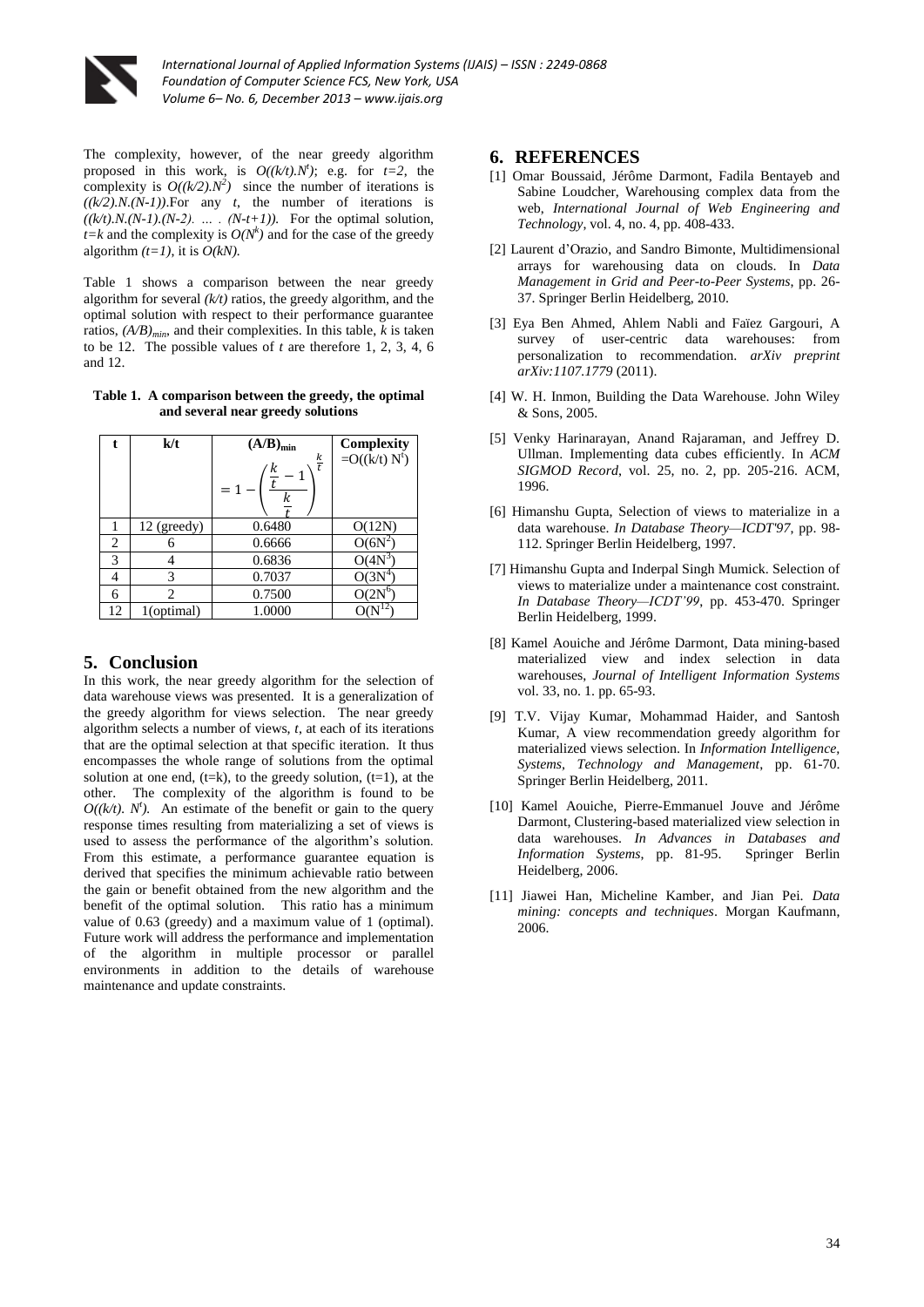The complexity, however, of the near greedy algorithm proposed in this work, is $O((k/t).N^t)$; e.g. for $t=2$, the complexity is $O((k/2).N^2)$ since the number of iterations is $((k/2).N.(N-1))$. For any $t$, the number of iterations is $((k/t).N.(N-1).(N-2). \ldots . (N-t+1))$. For the optimal solution, $t=k$ and the complexity is $O(N^k)$ and for the case of the greedy algorithm $(t=1)$, it is $O(kN)$.

Table 1 shows a comparison between the near greedy algorithm for several $(k/t)$ ratios, the greedy algorithm, and the optimal solution with respect to their performance guarantee ratios, $(A/B)_{min}$, and their complexities. In this table, $k$ is taken to be 12. The possible values of $t$ are therefore 1, 2, 3, 4, 6 and 12.

**Table 1. A comparison between the greedy, the optimal and several near greedy solutions**

| t | k/t | $(A/B)_{min} = 1 - \left(\frac{\frac{k}{t}-1}{\frac{k}{t}}\right)^{\frac{k}{t}}$ | Complexity $=O((k/t)\ N^t)$ |
|---|---|---|---|
| 1 | 12 (greedy) | 0.6480 | $O(12N)$ |
| 2 | 6 | 0.6666 | $O(6N^2)$ |
| 3 | 4 | 0.6836 | $O(4N^3)$ |
| 4 | 3 | 0.7037 | $O(3N^4)$ |
| 6 | 2 | 0.7500 | $O(2N^6)$ |
| 12 | 1(optimal) | 1.0000 | $O(N^{12})$ |

## 5. Conclusion

In this work, the near greedy algorithm for the selection of data warehouse views was presented. It is a generalization of the greedy algorithm for views selection. The near greedy algorithm selects a number of views, $t$, at each of its iterations that are the optimal selection at that specific iteration. It thus encompasses the whole range of solutions from the optimal solution at one end, $(t=k)$, to the greedy solution, $(t=1)$, at the other. The complexity of the algorithm is found to be $O((k/t).\ N^t)$. An estimate of the benefit or gain to the query response times resulting from materializing a set of views is used to assess the performance of the algorithm's solution. From this estimate, a performance guarantee equation is derived that specifies the minimum achievable ratio between the gain or benefit obtained from the new algorithm and the benefit of the optimal solution. This ratio has a minimum value of 0.63 (greedy) and a maximum value of 1 (optimal). Future work will address the performance and implementation of the algorithm in multiple processor or parallel environments in addition to the details of warehouse maintenance and update constraints.

## 6. REFERENCES

[1] Omar Boussaid, Jérôme Darmont, Fadila Bentayeb and Sabine Loudcher, Warehousing complex data from the web, *International Journal of Web Engineering and Technology*, vol. 4, no. 4, pp. 408-433.

[2] Laurent d'Orazio, and Sandro Bimonte, Multidimensional arrays for warehousing data on clouds. In *Data Management in Grid and Peer-to-Peer Systems*, pp. 26-37. Springer Berlin Heidelberg, 2010.

[3] Eya Ben Ahmed, Ahlem Nabli and Faïez Gargouri, A survey of user-centric data warehouses: from personalization to recommendation. *arXiv preprint arXiv:1107.1779* (2011).

[4] W. H. Inmon, Building the Data Warehouse. John Wiley & Sons, 2005.

[5] Venky Harinarayan, Anand Rajaraman, and Jeffrey D. Ullman. Implementing data cubes efficiently. In *ACM SIGMOD Record*, vol. 25, no. 2, pp. 205-216. ACM, 1996.

[6] Himanshu Gupta, Selection of views to materialize in a data warehouse. *In Database Theory—ICDT'97*, pp. 98-112. Springer Berlin Heidelberg, 1997.

[7] Himanshu Gupta and Inderpal Singh Mumick. Selection of views to materialize under a maintenance cost constraint. *In Database Theory—ICDT'99*, pp. 453-470. Springer Berlin Heidelberg, 1999.

[8] Kamel Aouiche and Jérôme Darmont, Data mining-based materialized view and index selection in data warehouses, *Journal of Intelligent Information Systems* vol. 33, no. 1. pp. 65-93.

[9] T.V. Vijay Kumar, Mohammad Haider, and Santosh Kumar, A view recommendation greedy algorithm for materialized views selection. In *Information Intelligence, Systems, Technology and Management*, pp. 61-70. Springer Berlin Heidelberg, 2011.

[10] Kamel Aouiche, Pierre-Emmanuel Jouve and Jérôme Darmont, Clustering-based materialized view selection in data warehouses. *In Advances in Databases and Information Systems*, pp. 81-95. Springer Berlin Heidelberg, 2006.

[11] Jiawei Han, Micheline Kamber, and Jian Pei. *Data mining: concepts and techniques*. Morgan Kaufmann, 2006.